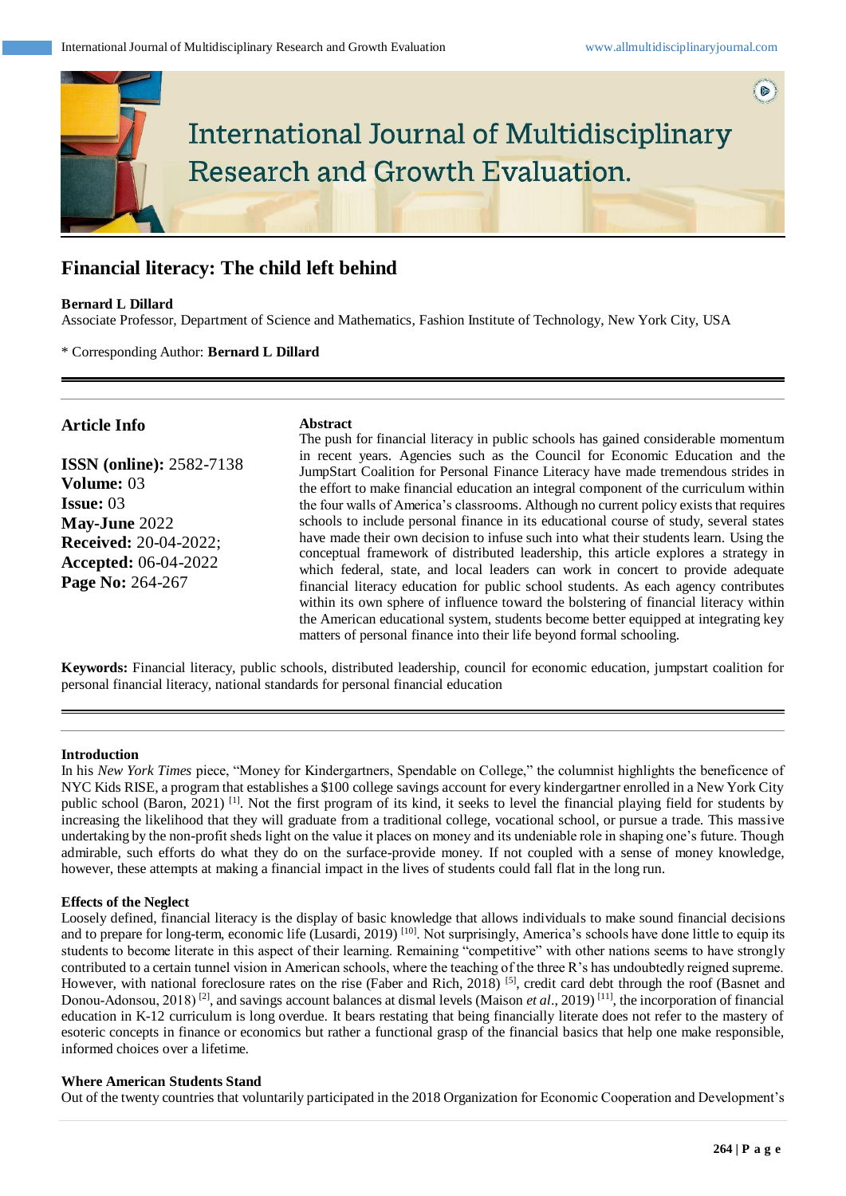# Financial literacy: The child left behind

**Bernard L Dillard**

Associate Professor, Department of Science and Mathematics, Fashion Institute of Technology, New York City, USA

\* Corresponding Author: **Bernard L Dillard**

## Article Info

**ISSN (online):** 2582-7138
**Volume:** 03
**Issue:** 03
**May-June** 2022
**Received:** 20-04-2022;
**Accepted:** 06-04-2022
**Page No:** 264-267

## Abstract

The push for financial literacy in public schools has gained considerable momentum in recent years. Agencies such as the Council for Economic Education and the JumpStart Coalition for Personal Finance Literacy have made tremendous strides in the effort to make financial education an integral component of the curriculum within the four walls of America's classrooms. Although no current policy exists that requires schools to include personal finance in its educational course of study, several states have made their own decision to infuse such into what their students learn. Using the conceptual framework of distributed leadership, this article explores a strategy in which federal, state, and local leaders can work in concert to provide adequate financial literacy education for public school students. As each agency contributes within its own sphere of influence toward the bolstering of financial literacy within the American educational system, students become better equipped at integrating key matters of personal finance into their life beyond formal schooling.

**Keywords:** Financial literacy, public schools, distributed leadership, council for economic education, jumpstart coalition for personal financial literacy, national standards for personal financial education

## Introduction

In his *New York Times* piece, "Money for Kindergartners, Spendable on College," the columnist highlights the beneficence of NYC Kids RISE, a program that establishes a $100 college savings account for every kindergartner enrolled in a New York City public school (Baron, 2021) [1]. Not the first program of its kind, it seeks to level the financial playing field for students by increasing the likelihood that they will graduate from a traditional college, vocational school, or pursue a trade. This massive undertaking by the non-profit sheds light on the value it places on money and its undeniable role in shaping one's future. Though admirable, such efforts do what they do on the surface-provide money. If not coupled with a sense of money knowledge, however, these attempts at making a financial impact in the lives of students could fall flat in the long run.

## Effects of the Neglect

Loosely defined, financial literacy is the display of basic knowledge that allows individuals to make sound financial decisions and to prepare for long-term, economic life (Lusardi, 2019) [10]. Not surprisingly, America's schools have done little to equip its students to become literate in this aspect of their learning. Remaining "competitive" with other nations seems to have strongly contributed to a certain tunnel vision in American schools, where the teaching of the three R's has undoubtedly reigned supreme. However, with national foreclosure rates on the rise (Faber and Rich, 2018) [5], credit card debt through the roof (Basnet and Donou-Adonsou, 2018) [2], and savings account balances at dismal levels (Maison *et al*., 2019) [11], the incorporation of financial education in K-12 curriculum is long overdue. It bears restating that being financially literate does not refer to the mastery of esoteric concepts in finance or economics but rather a functional grasp of the financial basics that help one make responsible, informed choices over a lifetime.

## Where American Students Stand

Out of the twenty countries that voluntarily participated in the 2018 Organization for Economic Cooperation and Development's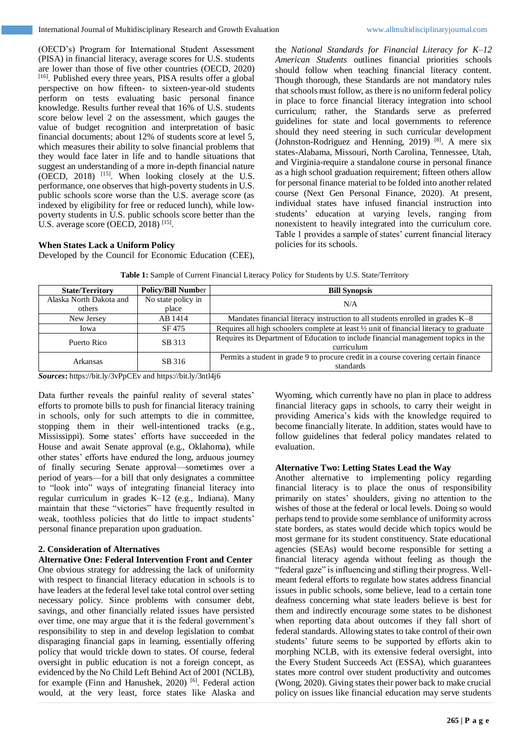(OECD's) Program for International Student Assessment (PISA) in financial literacy, average scores for U.S. students are lower than those of five other countries (OECD, 2020) [16]. Published every three years, PISA results offer a global perspective on how fifteen- to sixteen-year-old students perform on tests evaluating basic personal finance knowledge. Results further reveal that 16% of U.S. students score below level 2 on the assessment, which gauges the value of budget recognition and interpretation of basic financial documents; about 12% of students score at level 5, which measures their ability to solve financial problems that they would face later in life and to handle situations that suggest an understanding of a more in-depth financial nature (OECD, 2018) [15]. When looking closely at the U.S. performance, one observes that high-poverty students in U.S. public schools score worse than the U.S. average score (as indexed by eligibility for free or reduced lunch), while low-poverty students in U.S. public schools score better than the U.S. average score (OECD, 2018) [15].

**When States Lack a Uniform Policy**

Developed by the Council for Economic Education (CEE), the *National Standards for Financial Literacy for K–12 American Students* outlines financial priorities schools should follow when teaching financial literacy content. Though thorough, these Standards are not mandatory rules that schools must follow, as there is no uniform federal policy in place to force financial literacy integration into school curriculum; rather, the Standards serve as preferred guidelines for state and local governments to reference should they need steering in such curricular development (Johnston-Rodriguez and Henning, 2019) [8]. A mere six states-Alabama, Missouri, North Carolina, Tennessee, Utah, and Virginia-require a standalone course in personal finance as a high school graduation requirement; fifteen others allow for personal finance material to be folded into another related course (Next Gen Personal Finance, 2020). At present, individual states have infused financial instruction into students' education at varying levels, ranging from nonexistent to heavily integrated into the curriculum core. Table 1 provides a sample of states' current financial literacy policies for its schools.

**Table 1:** Sample of Current Financial Literacy Policy for Students by U.S. State/Territory

| State/Territory | Policy/Bill Number | Bill Synopsis |
|---|---|---|
| Alaska North Dakota and others | No state policy in place | N/A |
| New Jersey | AB 1414 | Mandates financial literacy instruction to all students enrolled in grades K–8 |
| Iowa | SF 475 | Requires all high schoolers complete at least ½ unit of financial literacy to graduate |
| Puerto Rico | SB 313 | Requires its Department of Education to include financial management topics in the curriculum |
| Arkansas | SB 316 | Permits a student in grade 9 to procure credit in a course covering certain finance standards |

***Sources*:** https://bit.ly/3vPpCEv and https://bit.ly/3ntl4j6

Data further reveals the painful reality of several states' efforts to promote bills to push for financial literacy training in schools, only for such attempts to die in committee, stopping them in their well-intentioned tracks (e.g., Mississippi). Some states' efforts have succeeded in the House and await Senate approval (e.g., Oklahoma), while other states' efforts have endured the long, arduous journey of finally securing Senate approval—sometimes over a period of years—for a bill that only designates a committee to "look into" ways of integrating financial literacy into regular curriculum in grades K–12 (e.g., Indiana). Many maintain that these "victories" have frequently resulted in weak, toothless policies that do little to impact students' personal finance preparation upon graduation.

## 2. Consideration of Alternatives

**Alternative One: Federal Intervention Front and Center**

One obvious strategy for addressing the lack of uniformity with respect to financial literacy education in schools is to have leaders at the federal level take total control over setting necessary policy. Since problems with consumer debt, savings, and other financially related issues have persisted over time, one may argue that it is the federal government's responsibility to step in and develop legislation to combat disparaging financial gaps in learning, essentially offering policy that would trickle down to states. Of course, federal oversight in public education is not a foreign concept, as evidenced by the No Child Left Behind Act of 2001 (NCLB), for example (Finn and Hanushek, 2020) [6]. Federal action would, at the very least, force states like Alaska and Wyoming, which currently have no plan in place to address financial literacy gaps in schools, to carry their weight in providing America's kids with the knowledge required to become financially literate. In addition, states would have to follow guidelines that federal policy mandates related to evaluation.

**Alternative Two: Letting States Lead the Way**

Another alternative to implementing policy regarding financial literacy is to place the onus of responsibility primarily on states' shoulders, giving no attention to the wishes of those at the federal or local levels. Doing so would perhaps tend to provide some semblance of uniformity across state borders, as states would decide which topics would be most germane for its student constituency. State educational agencies (SEAs) would become responsible for setting a financial literacy agenda without feeling as though the "federal gaze" is influencing and stifling their progress. Well-meant federal efforts to regulate how states address financial issues in public schools, some believe, lead to a certain tone deafness concerning what state leaders believe is best for them and indirectly encourage some states to be dishonest when reporting data about outcomes if they fall short of federal standards. Allowing states to take control of their own students' future seems to be supported by efforts akin to morphing NCLB, with its extensive federal oversight, into the Every Student Succeeds Act (ESSA), which guarantees states more control over student productivity and outcomes (Wong, 2020). Giving states their power back to make crucial policy on issues like financial education may serve students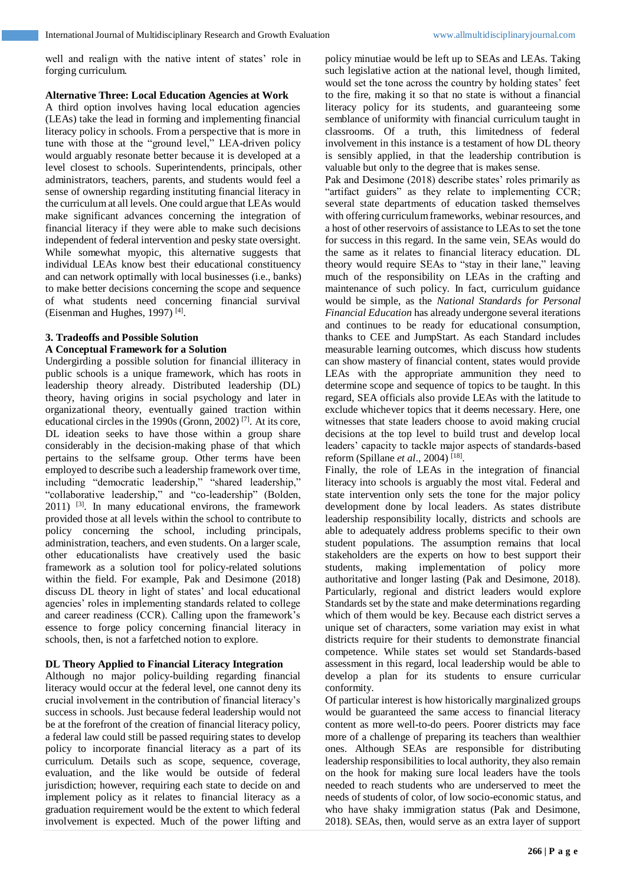well and realign with the native intent of states' role in forging curriculum.

### Alternative Three: Local Education Agencies at Work

A third option involves having local education agencies (LEAs) take the lead in forming and implementing financial literacy policy in schools. From a perspective that is more in tune with those at the "ground level," LEA-driven policy would arguably resonate better because it is developed at a level closest to schools. Superintendents, principals, other administrators, teachers, parents, and students would feel a sense of ownership regarding instituting financial literacy in the curriculum at all levels. One could argue that LEAs would make significant advances concerning the integration of financial literacy if they were able to make such decisions independent of federal intervention and pesky state oversight. While somewhat myopic, this alternative suggests that individual LEAs know best their educational constituency and can network optimally with local businesses (i.e., banks) to make better decisions concerning the scope and sequence of what students need concerning financial survival (Eisenman and Hughes, 1997) [4].

## 3. Tradeoffs and Possible Solution

### A Conceptual Framework for a Solution

Undergirding a possible solution for financial illiteracy in public schools is a unique framework, which has roots in leadership theory already. Distributed leadership (DL) theory, having origins in social psychology and later in organizational theory, eventually gained traction within educational circles in the 1990s (Gronn, 2002) [7]. At its core, DL ideation seeks to have those within a group share considerably in the decision-making phase of that which pertains to the selfsame group. Other terms have been employed to describe such a leadership framework over time, including "democratic leadership," "shared leadership," "collaborative leadership," and "co-leadership" (Bolden, 2011) [3]. In many educational environs, the framework provided those at all levels within the school to contribute to policy concerning the school, including principals, administration, teachers, and even students. On a larger scale, other educationalists have creatively used the basic framework as a solution tool for policy-related solutions within the field. For example, Pak and Desimone (2018) discuss DL theory in light of states' and local educational agencies' roles in implementing standards related to college and career readiness (CCR). Calling upon the framework's essence to forge policy concerning financial literacy in schools, then, is not a farfetched notion to explore.

### DL Theory Applied to Financial Literacy Integration

Although no major policy-building regarding financial literacy would occur at the federal level, one cannot deny its crucial involvement in the contribution of financial literacy's success in schools. Just because federal leadership would not be at the forefront of the creation of financial literacy policy, a federal law could still be passed requiring states to develop policy to incorporate financial literacy as a part of its curriculum. Details such as scope, sequence, coverage, evaluation, and the like would be outside of federal jurisdiction; however, requiring each state to decide on and implement policy as it relates to financial literacy as a graduation requirement would be the extent to which federal involvement is expected. Much of the power lifting and policy minutiae would be left up to SEAs and LEAs. Taking such legislative action at the national level, though limited, would set the tone across the country by holding states' feet to the fire, making it so that no state is without a financial literacy policy for its students, and guaranteeing some semblance of uniformity with financial curriculum taught in classrooms. Of a truth, this limitedness of federal involvement in this instance is a testament of how DL theory is sensibly applied, in that the leadership contribution is valuable but only to the degree that is makes sense.

Pak and Desimone (2018) describe states' roles primarily as "artifact guiders" as they relate to implementing CCR; several state departments of education tasked themselves with offering curriculum frameworks, webinar resources, and a host of other reservoirs of assistance to LEAs to set the tone for success in this regard. In the same vein, SEAs would do the same as it relates to financial literacy education. DL theory would require SEAs to "stay in their lane," leaving much of the responsibility on LEAs in the crafting and maintenance of such policy. In fact, curriculum guidance would be simple, as the *National Standards for Personal Financial Education* has already undergone several iterations and continues to be ready for educational consumption, thanks to CEE and JumpStart. As each Standard includes measurable learning outcomes, which discuss how students can show mastery of financial content, states would provide LEAs with the appropriate ammunition they need to determine scope and sequence of topics to be taught. In this regard, SEA officials also provide LEAs with the latitude to exclude whichever topics that it deems necessary. Here, one witnesses that state leaders choose to avoid making crucial decisions at the top level to build trust and develop local leaders' capacity to tackle major aspects of standards-based reform (Spillane *et al*., 2004) [18].

Finally, the role of LEAs in the integration of financial literacy into schools is arguably the most vital. Federal and state intervention only sets the tone for the major policy development done by local leaders. As states distribute leadership responsibility locally, districts and schools are able to adequately address problems specific to their own student populations. The assumption remains that local stakeholders are the experts on how to best support their students, making implementation of policy more authoritative and longer lasting (Pak and Desimone, 2018). Particularly, regional and district leaders would explore Standards set by the state and make determinations regarding which of them would be key. Because each district serves a unique set of characters, some variation may exist in what districts require for their students to demonstrate financial competence. While states set would set Standards-based assessment in this regard, local leadership would be able to develop a plan for its students to ensure curricular conformity.

Of particular interest is how historically marginalized groups would be guaranteed the same access to financial literacy content as more well-to-do peers. Poorer districts may face more of a challenge of preparing its teachers than wealthier ones. Although SEAs are responsible for distributing leadership responsibilities to local authority, they also remain on the hook for making sure local leaders have the tools needed to reach students who are underserved to meet the needs of students of color, of low socio-economic status, and who have shaky immigration status (Pak and Desimone, 2018). SEAs, then, would serve as an extra layer of support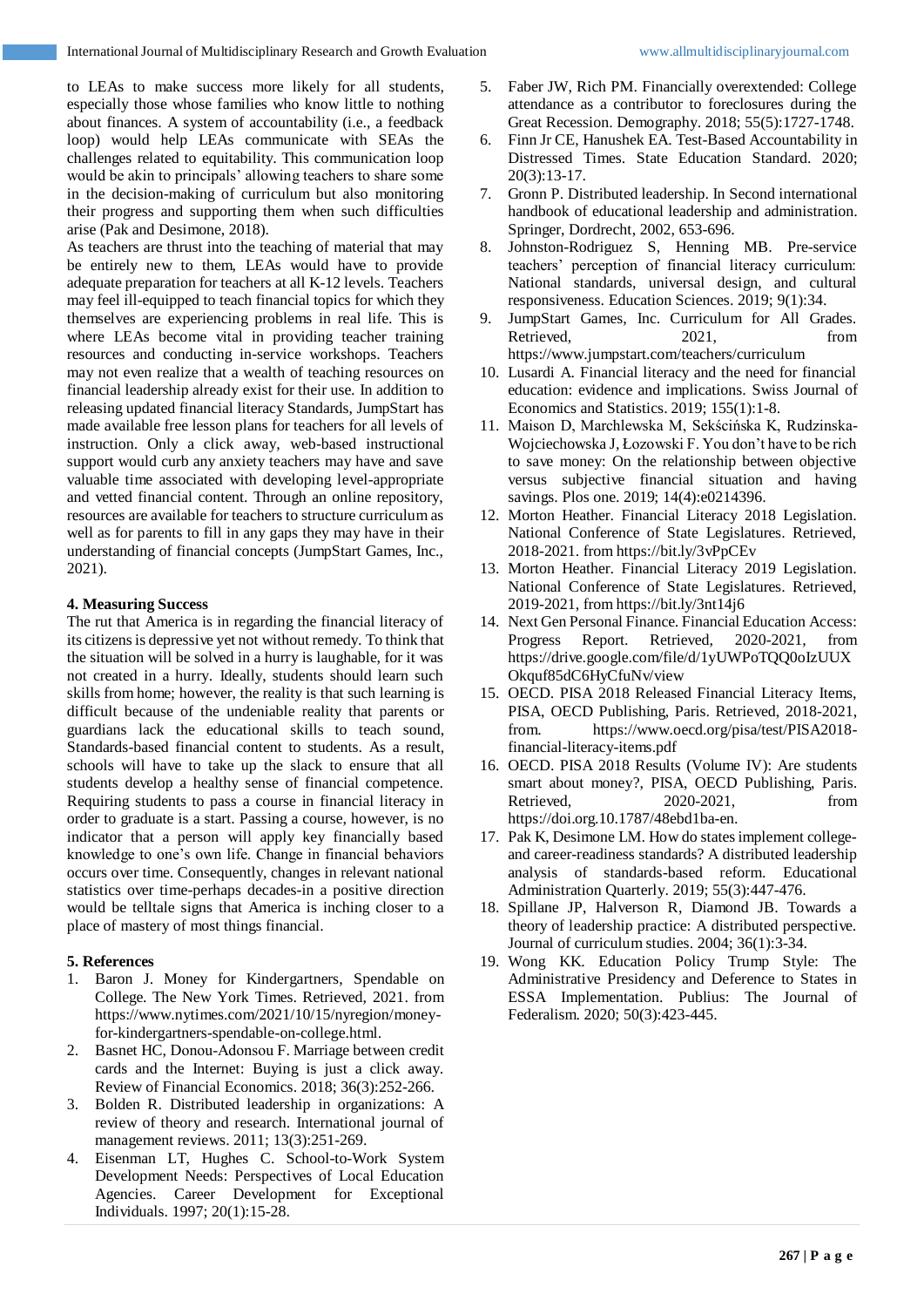to LEAs to make success more likely for all students, especially those whose families who know little to nothing about finances. A system of accountability (i.e., a feedback loop) would help LEAs communicate with SEAs the challenges related to equitability. This communication loop would be akin to principals' allowing teachers to share some in the decision-making of curriculum but also monitoring their progress and supporting them when such difficulties arise (Pak and Desimone, 2018).

As teachers are thrust into the teaching of material that may be entirely new to them, LEAs would have to provide adequate preparation for teachers at all K-12 levels. Teachers may feel ill-equipped to teach financial topics for which they themselves are experiencing problems in real life. This is where LEAs become vital in providing teacher training resources and conducting in-service workshops. Teachers may not even realize that a wealth of teaching resources on financial leadership already exist for their use. In addition to releasing updated financial literacy Standards, JumpStart has made available free lesson plans for teachers for all levels of instruction. Only a click away, web-based instructional support would curb any anxiety teachers may have and save valuable time associated with developing level-appropriate and vetted financial content. Through an online repository, resources are available for teachers to structure curriculum as well as for parents to fill in any gaps they may have in their understanding of financial concepts (JumpStart Games, Inc., 2021).

## 4. Measuring Success

The rut that America is in regarding the financial literacy of its citizens is depressive yet not without remedy. To think that the situation will be solved in a hurry is laughable, for it was not created in a hurry. Ideally, students should learn such skills from home; however, the reality is that such learning is difficult because of the undeniable reality that parents or guardians lack the educational skills to teach sound, Standards-based financial content to students. As a result, schools will have to take up the slack to ensure that all students develop a healthy sense of financial competence. Requiring students to pass a course in financial literacy in order to graduate is a start. Passing a course, however, is no indicator that a person will apply key financially based knowledge to one's own life. Change in financial behaviors occurs over time. Consequently, changes in relevant national statistics over time-perhaps decades-in a positive direction would be telltale signs that America is inching closer to a place of mastery of most things financial.

## 5. References

1. Baron J. Money for Kindergartners, Spendable on College. The New York Times. Retrieved, 2021. from https://www.nytimes.com/2021/10/15/nyregion/money-for-kindergartners-spendable-on-college.html.
2. Basnet HC, Donou-Adonsou F. Marriage between credit cards and the Internet: Buying is just a click away. Review of Financial Economics. 2018; 36(3):252-266.
3. Bolden R. Distributed leadership in organizations: A review of theory and research. International journal of management reviews. 2011; 13(3):251-269.
4. Eisenman LT, Hughes C. School-to-Work System Development Needs: Perspectives of Local Education Agencies. Career Development for Exceptional Individuals. 1997; 20(1):15-28.
5. Faber JW, Rich PM. Financially overextended: College attendance as a contributor to foreclosures during the Great Recession. Demography. 2018; 55(5):1727-1748.
6. Finn Jr CE, Hanushek EA. Test-Based Accountability in Distressed Times. State Education Standard. 2020; 20(3):13-17.
7. Gronn P. Distributed leadership. In Second international handbook of educational leadership and administration. Springer, Dordrecht, 2002, 653-696.
8. Johnston-Rodriguez S, Henning MB. Pre-service teachers' perception of financial literacy curriculum: National standards, universal design, and cultural responsiveness. Education Sciences. 2019; 9(1):34.
9. JumpStart Games, Inc. Curriculum for All Grades. Retrieved, 2021, from https://www.jumpstart.com/teachers/curriculum
10. Lusardi A. Financial literacy and the need for financial education: evidence and implications. Swiss Journal of Economics and Statistics. 2019; 155(1):1-8.
11. Maison D, Marchlewska M, Sekścińska K, Rudzinska-Wojciechowska J, Łozowski F. You don't have to be rich to save money: On the relationship between objective versus subjective financial situation and having savings. Plos one. 2019; 14(4):e0214396.
12. Morton Heather. Financial Literacy 2018 Legislation. National Conference of State Legislatures. Retrieved, 2018-2021. from https://bit.ly/3vPpCEv
13. Morton Heather. Financial Literacy 2019 Legislation. National Conference of State Legislatures. Retrieved, 2019-2021, from https://bit.ly/3nt14j6
14. Next Gen Personal Finance. Financial Education Access: Progress Report. Retrieved, 2020-2021, from https://drive.google.com/file/d/1yUWPoTQQ0oIzUUXOkquf85dC6HyCfuNv/view
15. OECD. PISA 2018 Released Financial Literacy Items, PISA, OECD Publishing, Paris. Retrieved, 2018-2021, from. https://www.oecd.org/pisa/test/PISA2018-financial-literacy-items.pdf
16. OECD. PISA 2018 Results (Volume IV): Are students smart about money?, PISA, OECD Publishing, Paris. Retrieved, 2020-2021, from https://doi.org.10.1787/48ebd1ba-en.
17. Pak K, Desimone LM. How do states implement college- and career-readiness standards? A distributed leadership analysis of standards-based reform. Educational Administration Quarterly. 2019; 55(3):447-476.
18. Spillane JP, Halverson R, Diamond JB. Towards a theory of leadership practice: A distributed perspective. Journal of curriculum studies. 2004; 36(1):3-34.
19. Wong KK. Education Policy Trump Style: The Administrative Presidency and Deference to States in ESSA Implementation. Publius: The Journal of Federalism. 2020; 50(3):423-445.